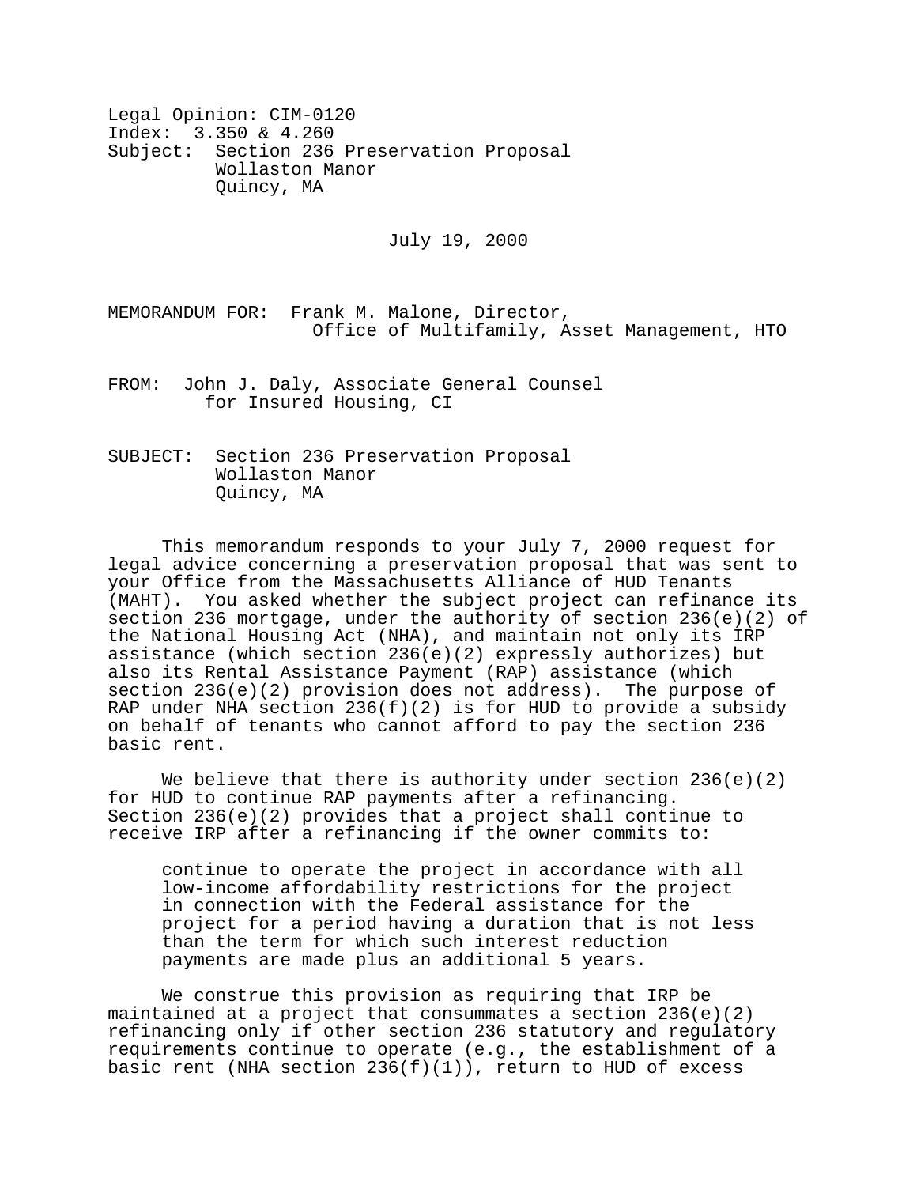Legal Opinion: CIM-0120
Index: 3.350 & 4.260
Subject: Section 236 Preservation Proposal
Wollaston Manor
Quincy, MA

July 19, 2000

MEMORANDUM FOR: Frank M. Malone, Director,
Office of Multifamily, Asset Management, HTO

FROM: John J. Daly, Associate General Counsel
for Insured Housing, CI

SUBJECT: Section 236 Preservation Proposal
Wollaston Manor
Quincy, MA

This memorandum responds to your July 7, 2000 request for legal advice concerning a preservation proposal that was sent to your Office from the Massachusetts Alliance of HUD Tenants (MAHT). You asked whether the subject project can refinance its section 236 mortgage, under the authority of section 236(e)(2) of the National Housing Act (NHA), and maintain not only its IRP assistance (which section 236(e)(2) expressly authorizes) but also its Rental Assistance Payment (RAP) assistance (which section 236(e)(2) provision does not address). The purpose of RAP under NHA section 236(f)(2) is for HUD to provide a subsidy on behalf of tenants who cannot afford to pay the section 236 basic rent.

We believe that there is authority under section 236(e)(2) for HUD to continue RAP payments after a refinancing. Section 236(e)(2) provides that a project shall continue to receive IRP after a refinancing if the owner commits to:

> continue to operate the project in accordance with all low-income affordability restrictions for the project in connection with the Federal assistance for the project for a period having a duration that is not less than the term for which such interest reduction payments are made plus an additional 5 years.

We construe this provision as requiring that IRP be maintained at a project that consummates a section 236(e)(2) refinancing only if other section 236 statutory and regulatory requirements continue to operate (e.g., the establishment of a basic rent (NHA section 236(f)(1)), return to HUD of excess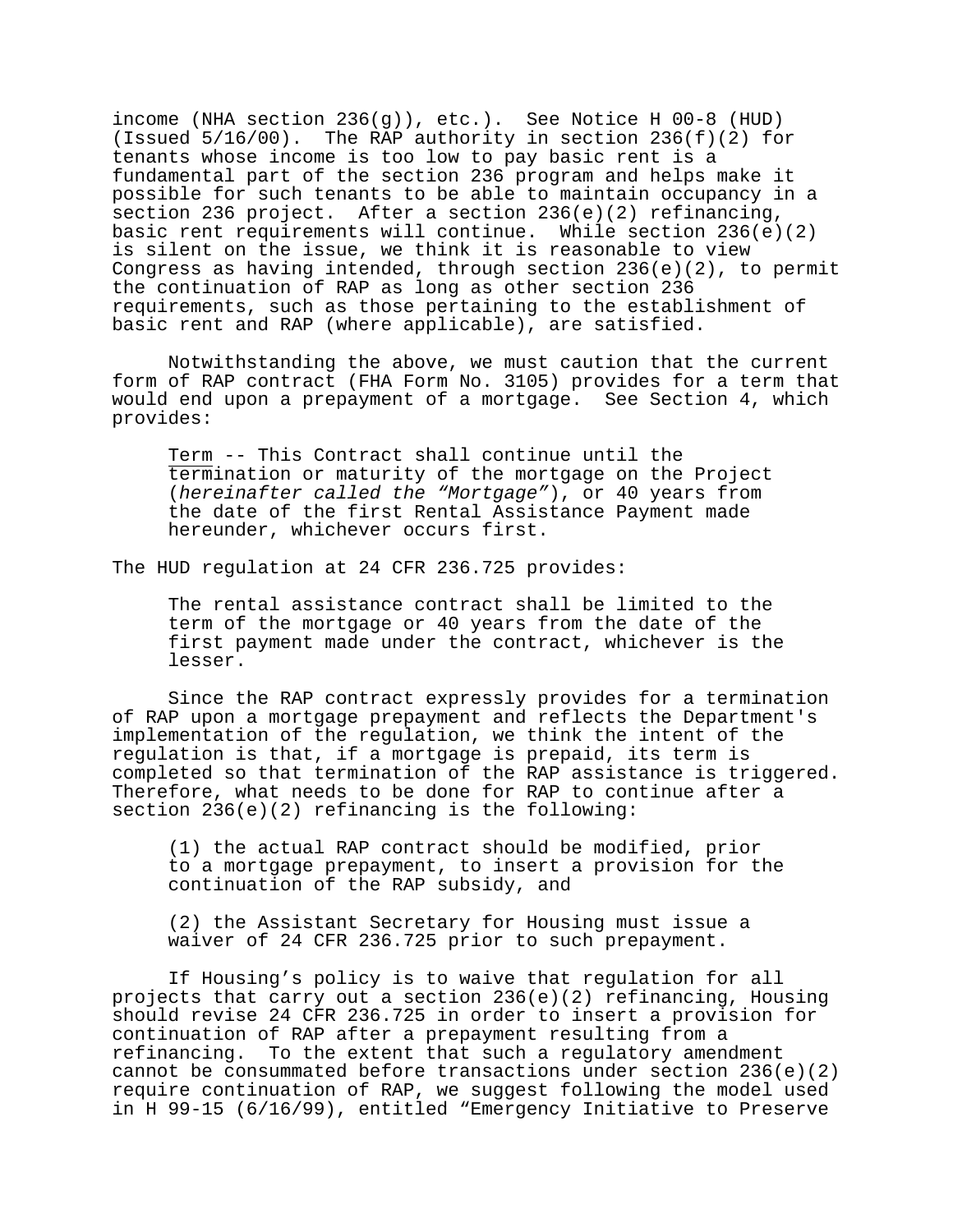income (NHA section 236(g)), etc.). See Notice H 00-8 (HUD) (Issued 5/16/00). The RAP authority in section 236(f)(2) for tenants whose income is too low to pay basic rent is a fundamental part of the section 236 program and helps make it possible for such tenants to be able to maintain occupancy in a section 236 project. After a section 236(e)(2) refinancing, basic rent requirements will continue. While section 236(e)(2) is silent on the issue, we think it is reasonable to view Congress as having intended, through section 236(e)(2), to permit the continuation of RAP as long as other section 236 requirements, such as those pertaining to the establishment of basic rent and RAP (where applicable), are satisfied.

Notwithstanding the above, we must caution that the current form of RAP contract (FHA Form No. 3105) provides for a term that would end upon a prepayment of a mortgage. See Section 4, which provides:

> Term -- This Contract shall continue until the termination or maturity of the mortgage on the Project (*hereinafter called the "Mortgage"*), or 40 years from the date of the first Rental Assistance Payment made hereunder, whichever occurs first.

The HUD regulation at 24 CFR 236.725 provides:

> The rental assistance contract shall be limited to the term of the mortgage or 40 years from the date of the first payment made under the contract, whichever is the lesser.

Since the RAP contract expressly provides for a termination of RAP upon a mortgage prepayment and reflects the Department's implementation of the regulation, we think the intent of the regulation is that, if a mortgage is prepaid, its term is completed so that termination of the RAP assistance is triggered. Therefore, what needs to be done for RAP to continue after a section 236(e)(2) refinancing is the following:

> (1) the actual RAP contract should be modified, prior to a mortgage prepayment, to insert a provision for the continuation of the RAP subsidy, and
>
> (2) the Assistant Secretary for Housing must issue a waiver of 24 CFR 236.725 prior to such prepayment.

If Housing's policy is to waive that regulation for all projects that carry out a section 236(e)(2) refinancing, Housing should revise 24 CFR 236.725 in order to insert a provision for continuation of RAP after a prepayment resulting from a refinancing. To the extent that such a regulatory amendment cannot be consummated before transactions under section 236(e)(2) require continuation of RAP, we suggest following the model used in H 99-15 (6/16/99), entitled "Emergency Initiative to Preserve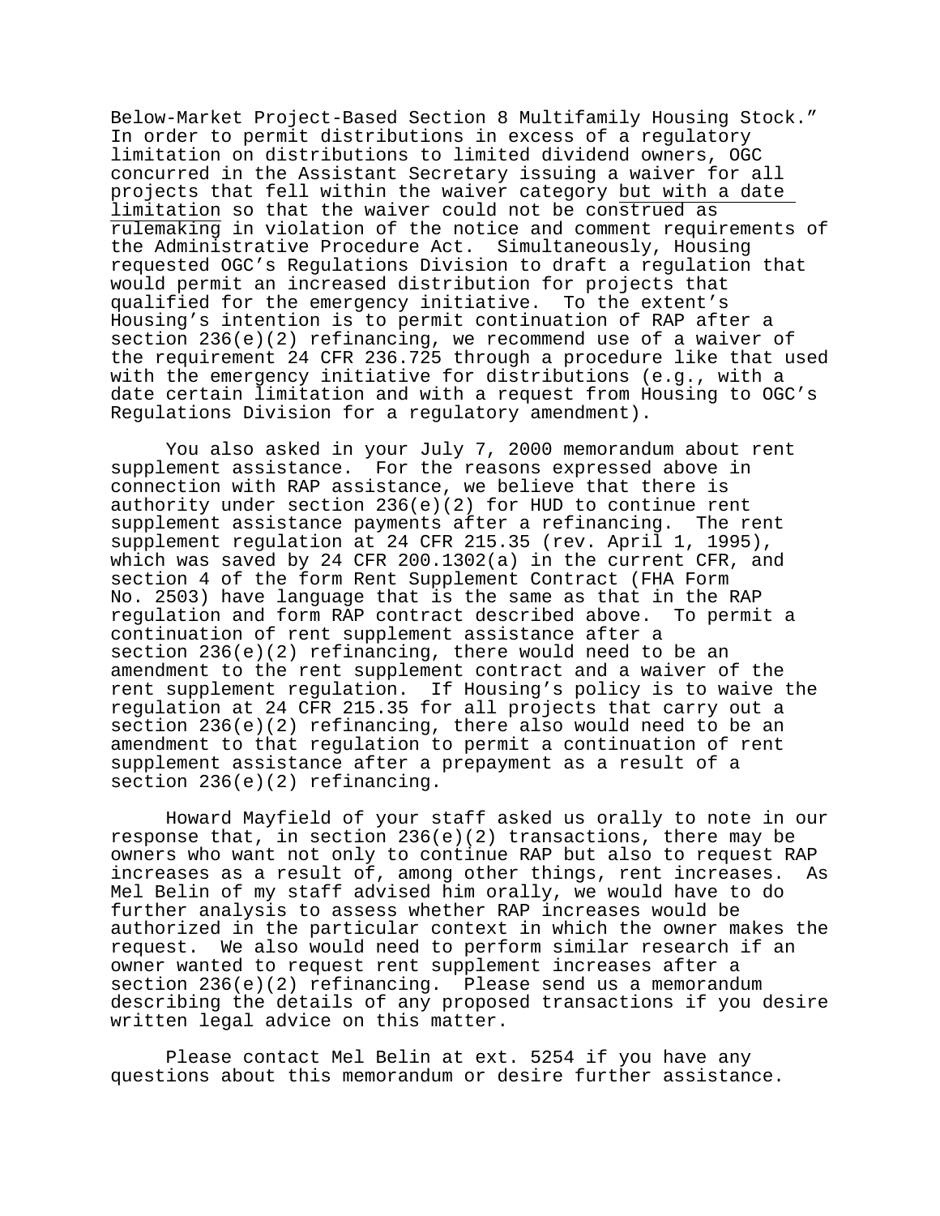Below-Market Project-Based Section 8 Multifamily Housing Stock." In order to permit distributions in excess of a regulatory limitation on distributions to limited dividend owners, OGC concurred in the Assistant Secretary issuing a waiver for all projects that fell within the waiver category <u>but with a date limitation</u> so that the waiver could not be <u>construed as rulemaking</u> in violation of the notice and comment requirements of the Administrative Procedure Act. Simultaneously, Housing requested OGC's Regulations Division to draft a regulation that would permit an increased distribution for projects that qualified for the emergency initiative. To the extent's Housing's intention is to permit continuation of RAP after a section 236(e)(2) refinancing, we recommend use of a waiver of the requirement 24 CFR 236.725 through a procedure like that used with the emergency initiative for distributions (e.g., with a date certain limitation and with a request from Housing to OGC's Regulations Division for a regulatory amendment).

You also asked in your July 7, 2000 memorandum about rent supplement assistance. For the reasons expressed above in connection with RAP assistance, we believe that there is authority under section 236(e)(2) for HUD to continue rent supplement assistance payments after a refinancing. The rent supplement regulation at 24 CFR 215.35 (rev. April 1, 1995), which was saved by 24 CFR 200.1302(a) in the current CFR, and section 4 of the form Rent Supplement Contract (FHA Form No. 2503) have language that is the same as that in the RAP regulation and form RAP contract described above. To permit a continuation of rent supplement assistance after a section 236(e)(2) refinancing, there would need to be an amendment to the rent supplement contract and a waiver of the rent supplement regulation. If Housing's policy is to waive the regulation at 24 CFR 215.35 for all projects that carry out a section 236(e)(2) refinancing, there also would need to be an amendment to that regulation to permit a continuation of rent supplement assistance after a prepayment as a result of a section 236(e)(2) refinancing.

Howard Mayfield of your staff asked us orally to note in our response that, in section 236(e)(2) transactions, there may be owners who want not only to continue RAP but also to request RAP increases as a result of, among other things, rent increases. As Mel Belin of my staff advised him orally, we would have to do further analysis to assess whether RAP increases would be authorized in the particular context in which the owner makes the request. We also would need to perform similar research if an owner wanted to request rent supplement increases after a section 236(e)(2) refinancing. Please send us a memorandum describing the details of any proposed transactions if you desire written legal advice on this matter.

Please contact Mel Belin at ext. 5254 if you have any questions about this memorandum or desire further assistance.